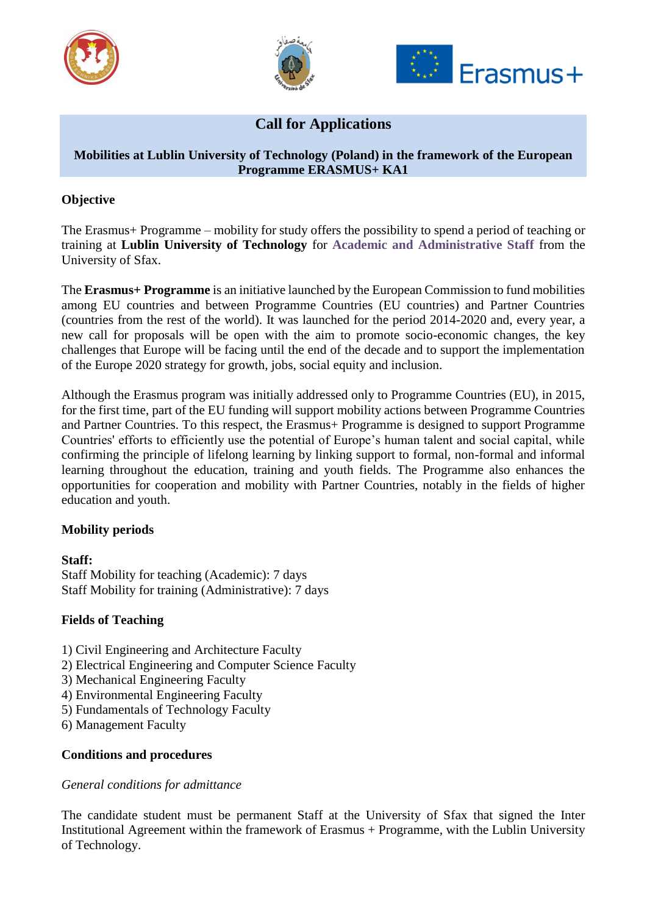# Call for Applications

**Mobilities at Lublin University of Technology (Poland) in the framework of the European Programme ERASMUS+ KA1**

## Objective

The Erasmus+ Programme – mobility for study offers the possibility to spend a period of teaching or training at **Lublin University of Technology** for **Academic and Administrative Staff** from the University of Sfax.

The **Erasmus+ Programme** is an initiative launched by the European Commission to fund mobilities among EU countries and between Programme Countries (EU countries) and Partner Countries (countries from the rest of the world). It was launched for the period 2014-2020 and, every year, a new call for proposals will be open with the aim to promote socio-economic changes, the key challenges that Europe will be facing until the end of the decade and to support the implementation of the Europe 2020 strategy for growth, jobs, social equity and inclusion.

Although the Erasmus program was initially addressed only to Programme Countries (EU), in 2015, for the first time, part of the EU funding will support mobility actions between Programme Countries and Partner Countries. To this respect, the Erasmus+ Programme is designed to support Programme Countries' efforts to efficiently use the potential of Europe's human talent and social capital, while confirming the principle of lifelong learning by linking support to formal, non-formal and informal learning throughout the education, training and youth fields. The Programme also enhances the opportunities for cooperation and mobility with Partner Countries, notably in the fields of higher education and youth.

## Mobility periods

**Staff:**
Staff Mobility for teaching (Academic): 7 days
Staff Mobility for training (Administrative): 7 days

## Fields of Teaching

1) Civil Engineering and Architecture Faculty
2) Electrical Engineering and Computer Science Faculty
3) Mechanical Engineering Faculty
4) Environmental Engineering Faculty
5) Fundamentals of Technology Faculty
6) Management Faculty

## Conditions and procedures

*General conditions for admittance*

The candidate student must be permanent Staff at the University of Sfax that signed the Inter Institutional Agreement within the framework of Erasmus + Programme, with the Lublin University of Technology.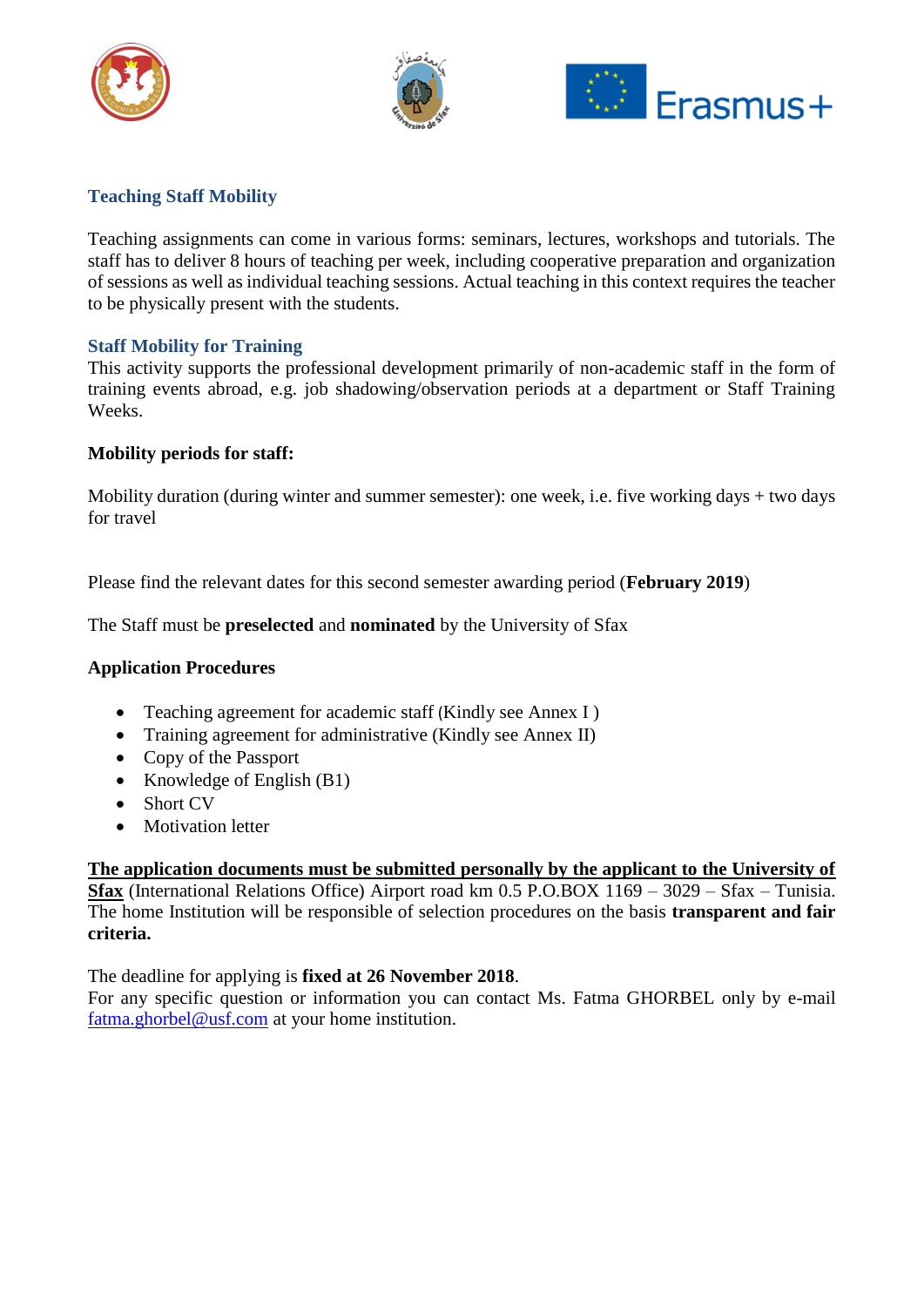## Teaching Staff Mobility

Teaching assignments can come in various forms: seminars, lectures, workshops and tutorials. The staff has to deliver 8 hours of teaching per week, including cooperative preparation and organization of sessions as well as individual teaching sessions. Actual teaching in this context requires the teacher to be physically present with the students.

## Staff Mobility for Training

This activity supports the professional development primarily of non-academic staff in the form of training events abroad, e.g. job shadowing/observation periods at a department or Staff Training Weeks.

**Mobility periods for staff:**

Mobility duration (during winter and summer semester): one week, i.e. five working days + two days for travel

Please find the relevant dates for this second semester awarding period (**February 2019**)

The Staff must be **preselected** and **nominated** by the University of Sfax

**Application Procedures**

- Teaching agreement for academic staff (Kindly see Annex I )
- Training agreement for administrative (Kindly see Annex II)
- Copy of the Passport
- Knowledge of English (B1)
- Short CV
- Motivation letter

**The application documents must be submitted personally by the applicant to the University of Sfax** (International Relations Office) Airport road km 0.5 P.O.BOX 1169 – 3029 – Sfax – Tunisia. The home Institution will be responsible of selection procedures on the basis **transparent and fair criteria.**

The deadline for applying is **fixed at 26 November 2018**.
For any specific question or information you can contact Ms. Fatma GHORBEL only by e-mail fatma.ghorbel@usf.com at your home institution.